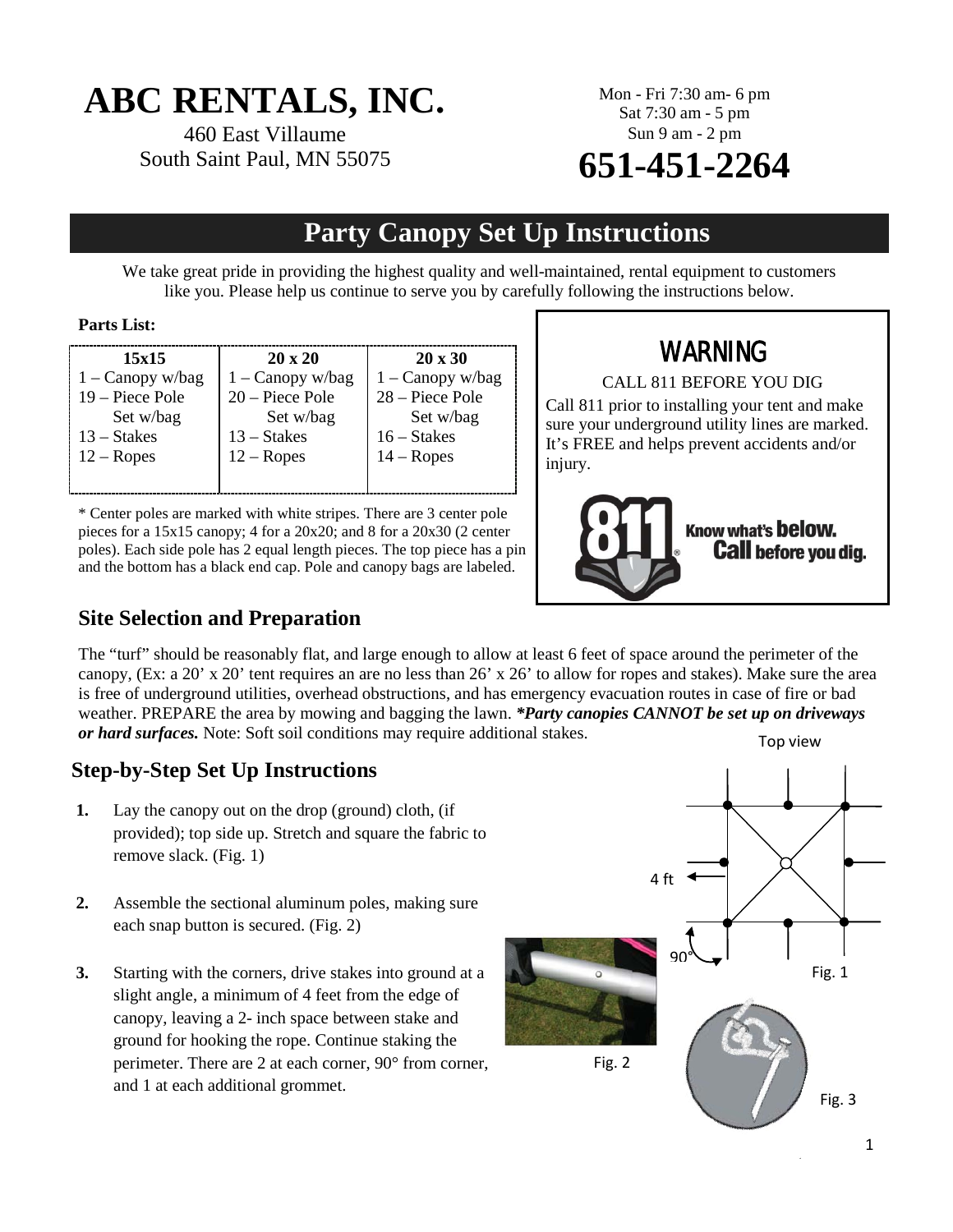# ABC RENTALS, INC.

460 East Villaume
South Saint Paul, MN 55075

Mon - Fri 7:30 am- 6 pm
Sat 7:30 am - 5 pm
Sun 9 am - 2 pm

**651-451-2264**

## Party Canopy Set Up Instructions

We take great pride in providing the highest quality and well-maintained, rental equipment to customers like you. Please help us continue to serve you by carefully following the instructions below.

**Parts List:**

| 15x15 | 20 x 20 | 20 x 30 |
|---|---|---|
| 1 – Canopy w/bag | 1 – Canopy w/bag | 1 – Canopy w/bag |
| 19 – Piece Pole Set w/bag | 20 – Piece Pole Set w/bag | 28 – Piece Pole Set w/bag |
| 13 – Stakes | 13 – Stakes | 16 – Stakes |
| 12 – Ropes | 12 – Ropes | 14 – Ropes |

* Center poles are marked with white stripes. There are 3 center pole pieces for a 15x15 canopy; 4 for a 20x20; and 8 for a 20x30 (2 center poles). Each side pole has 2 equal length pieces. The top piece has a pin and the bottom has a black end cap. Pole and canopy bags are labeled.

**WARNING**

CALL 811 BEFORE YOU DIG

Call 811 prior to installing your tent and make sure your underground utility lines are marked. It's FREE and helps prevent accidents and/or injury.

811 Know what's **below.** **Call** before you dig.

### Site Selection and Preparation

The "turf" should be reasonably flat, and large enough to allow at least 6 feet of space around the perimeter of the canopy, (Ex: a 20' x 20' tent requires an are no less than 26' x 26' to allow for ropes and stakes). Make sure the area is free of underground utilities, overhead obstructions, and has emergency evacuation routes in case of fire or bad weather. PREPARE the area by mowing and bagging the lawn. ***Party canopies CANNOT be set up on driveways or hard surfaces.** Note: Soft soil conditions may require additional stakes.

### Step-by-Step Set Up Instructions

1. Lay the canopy out on the drop (ground) cloth, (if provided); top side up. Stretch and square the fabric to remove slack. (Fig. 1)

2. Assemble the sectional aluminum poles, making sure each snap button is secured. (Fig. 2)

3. Starting with the corners, drive stakes into ground at a slight angle, a minimum of 4 feet from the edge of canopy, leaving a 2- inch space between stake and ground for hooking the rope. Continue staking the perimeter. There are 2 at each corner, 90° from corner, and 1 at each additional grommet.

Top view

4 ft

90°

Fig. 1

Fig. 2

Fig. 3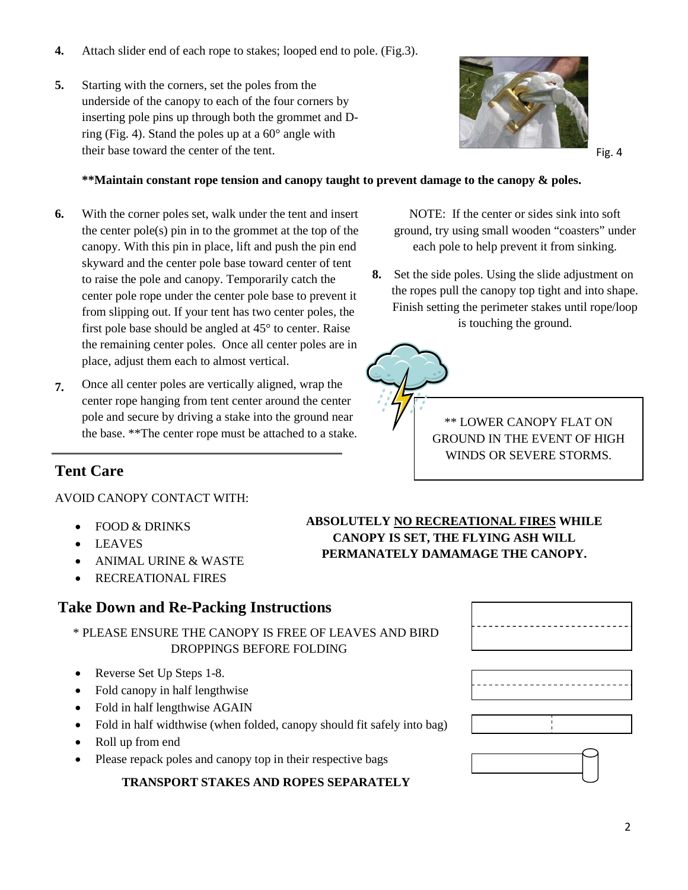4. Attach slider end of each rope to stakes; looped end to pole. (Fig.3).

5. Starting with the corners, set the poles from the underside of the canopy to each of the four corners by inserting pole pins up through both the grommet and D-ring (Fig. 4). Stand the poles up at a 60° angle with their base toward the center of the tent.

Fig. 4

**\*\*Maintain constant rope tension and canopy taught to prevent damage to the canopy & poles.**

6. With the corner poles set, walk under the tent and insert the center pole(s) pin in to the grommet at the top of the canopy. With this pin in place, lift and push the pin end skyward and the center pole base toward center of tent to raise the pole and canopy. Temporarily catch the center pole rope under the center pole base to prevent it from slipping out. If your tent has two center poles, the first pole base should be angled at 45° to center. Raise the remaining center poles. Once all center poles are in place, adjust them each to almost vertical.

7. Once all center poles are vertically aligned, wrap the center rope hanging from tent center around the center pole and secure by driving a stake into the ground near the base. **The center rope must be attached to a stake.

NOTE: If the center or sides sink into soft ground, try using small wooden "coasters" under each pole to help prevent it from sinking.

8. Set the side poles. Using the slide adjustment on the ropes pull the canopy top tight and into shape. Finish setting the perimeter stakes until rope/loop is touching the ground.

** LOWER CANOPY FLAT ON GROUND IN THE EVENT OF HIGH WINDS OR SEVERE STORMS.

## Tent Care

AVOID CANOPY CONTACT WITH:

- FOOD & DRINKS
- LEAVES
- ANIMAL URINE & WASTE
- RECREATIONAL FIRES

**ABSOLUTELY <u>NO RECREATIONAL FIRES</u> WHILE CANOPY IS SET, THE FLYING ASH WILL PERMANATELY DAMAMAGE THE CANOPY.**

## Take Down and Re-Packing Instructions

\* PLEASE ENSURE THE CANOPY IS FREE OF LEAVES AND BIRD DROPPINGS BEFORE FOLDING

- Reverse Set Up Steps 1-8.
- Fold canopy in half lengthwise
- Fold in half lengthwise AGAIN
- Fold in half widthwise (when folded, canopy should fit safely into bag)
- Roll up from end
- Please repack poles and canopy top in their respective bags

**TRANSPORT STAKES AND ROPES SEPARATELY**